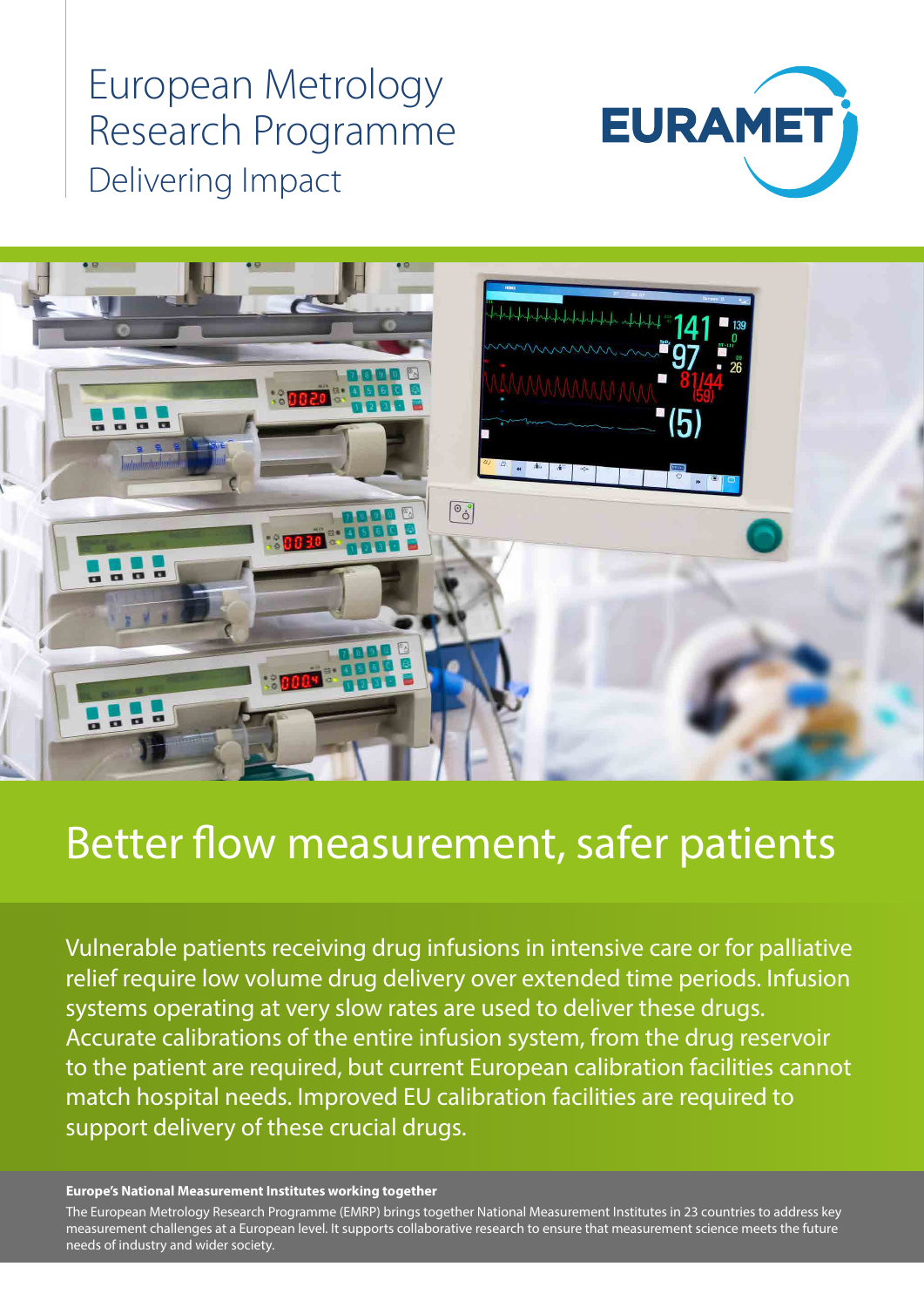European Metrology Research Programme

Delivering Impact

EURAMET

# Better flow measurement, safer patients

Vulnerable patients receiving drug infusions in intensive care or for palliative relief require low volume drug delivery over extended time periods. Infusion systems operating at very slow rates are used to deliver these drugs. Accurate calibrations of the entire infusion system, from the drug reservoir to the patient are required, but current European calibration facilities cannot match hospital needs. Improved EU calibration facilities are required to support delivery of these crucial drugs.

**Europe's National Measurement Institutes working together**

The European Metrology Research Programme (EMRP) brings together National Measurement Institutes in 23 countries to address key measurement challenges at a European level. It supports collaborative research to ensure that measurement science meets the future needs of industry and wider society.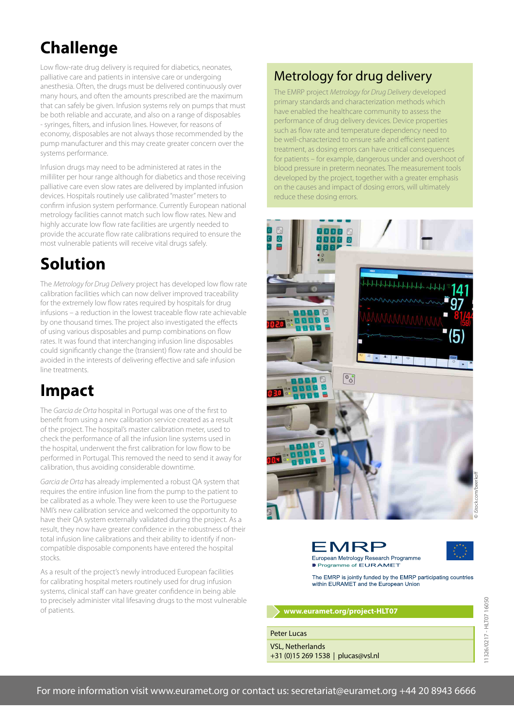## Challenge

Low flow-rate drug delivery is required for diabetics, neonates, palliative care and patients in intensive care or undergoing anesthesia. Often, the drugs must be delivered continuously over many hours, and often the amounts prescribed are the maximum that can safely be given. Infusion systems rely on pumps that must be both reliable and accurate, and also on a range of disposables - syringes, filters, and infusion lines. However, for reasons of economy, disposables are not always those recommended by the pump manufacturer and this may create greater concern over the systems performance.

Infusion drugs may need to be administered at rates in the milliliter per hour range although for diabetics and those receiving palliative care even slow rates are delivered by implanted infusion devices. Hospitals routinely use calibrated "master" meters to confirm infusion system performance. Currently European national metrology facilities cannot match such low flow rates. New and highly accurate low flow rate facilities are urgently needed to provide the accurate flow rate calibrations required to ensure the most vulnerable patients will receive vital drugs safely.

## Solution

The *Metrology for Drug Delivery* project has developed low flow rate calibration facilities which can now deliver improved traceability for the extremely low flow rates required by hospitals for drug infusions – a reduction in the lowest traceable flow rate achievable by one thousand times. The project also investigated the effects of using various disposables and pump combinations on flow rates. It was found that interchanging infusion line disposables could significantly change the (transient) flow rate and should be avoided in the interests of delivering effective and safe infusion line treatments.

## Impact

The *Garcia de Orta* hospital in Portugal was one of the first to benefit from using a new calibration service created as a result of the project. The hospital's master calibration meter, used to check the performance of all the infusion line systems used in the hospital, underwent the first calibration for low flow to be performed in Portugal. This removed the need to send it away for calibration, thus avoiding considerable downtime.

*Garcia de Orta* has already implemented a robust QA system that requires the entire infusion line from the pump to the patient to be calibrated as a whole. They were keen to use the Portuguese NMI's new calibration service and welcomed the opportunity to have their QA system externally validated during the project. As a result, they now have greater confidence in the robustness of their total infusion line calibrations and their ability to identify if non-compatible disposable components have entered the hospital stocks.

As a result of the project's newly introduced European facilities for calibrating hospital meters routinely used for drug infusion systems, clinical staff can have greater confidence in being able to precisely administer vital lifesaving drugs to the most vulnerable of patients.

## Metrology for drug delivery

The EMRP project *Metrology for Drug Delivery* developed primary standards and characterization methods which have enabled the healthcare community to assess the performance of drug delivery devices. Device properties such as flow rate and temperature dependency need to be well-characterized to ensure safe and efficient patient treatment, as dosing errors can have critical consequences for patients – for example, dangerous under and overshoot of blood pressure in preterm neonates. The measurement tools developed by the project, together with a greater emphasis on the causes and impact of dosing errors, will ultimately reduce these dosing errors.

© iStock.com/beerkoff

EMRP
European Metrology Research Programme
Programme of EURAMET

The EMRP is jointly funded by the EMRP participating countries within EURAMET and the European Union

**www.euramet.org/project-HLT07**

Peter Lucas
VSL, Netherlands
+31 (0)15 269 1538 | plucas@vsl.nl

11326/0217 - HLT07 16050

For more information visit www.euramet.org or contact us: secretariat@euramet.org +44 20 8943 6666